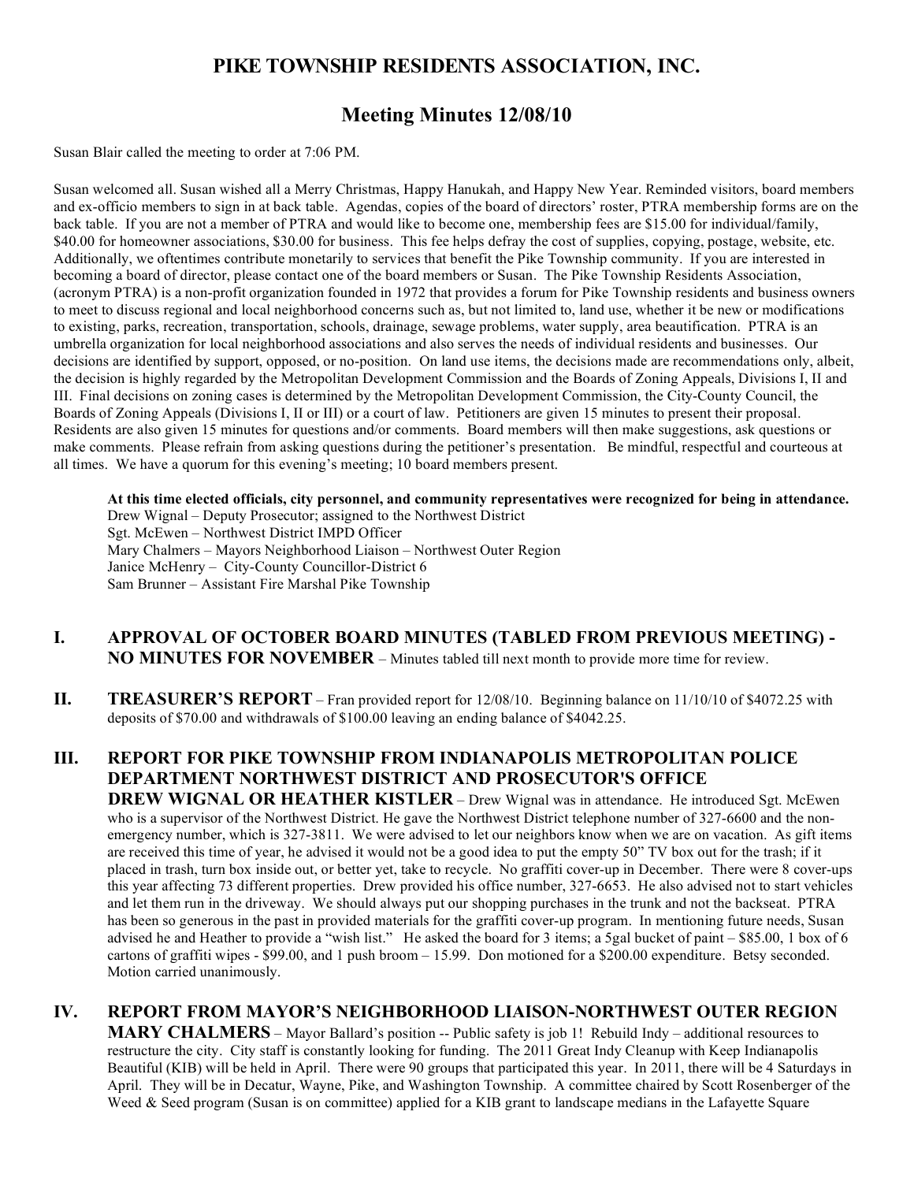# PIKE TOWNSHIP RESIDENTS ASSOCIATION, INC.

## Meeting Minutes 12/08/10

Susan Blair called the meeting to order at 7:06 PM.

Susan welcomed all. Susan wished all a Merry Christmas, Happy Hanukah, and Happy New Year. Reminded visitors, board members and ex-officio members to sign in at back table. Agendas, copies of the board of directors' roster, PTRA membership forms are on the back table. If you are not a member of PTRA and would like to become one, membership fees are $15.00 for individual/family, $40.00 for homeowner associations, $30.00 for business. This fee helps defray the cost of supplies, copying, postage, website, etc. Additionally, we oftentimes contribute monetarily to services that benefit the Pike Township community. If you are interested in becoming a board of director, please contact one of the board members or Susan. The Pike Township Residents Association, (acronym PTRA) is a non-profit organization founded in 1972 that provides a forum for Pike Township residents and business owners to meet to discuss regional and local neighborhood concerns such as, but not limited to, land use, whether it be new or modifications to existing, parks, recreation, transportation, schools, drainage, sewage problems, water supply, area beautification. PTRA is an umbrella organization for local neighborhood associations and also serves the needs of individual residents and businesses. Our decisions are identified by support, opposed, or no-position. On land use items, the decisions made are recommendations only, albeit, the decision is highly regarded by the Metropolitan Development Commission and the Boards of Zoning Appeals, Divisions I, II and III. Final decisions on zoning cases is determined by the Metropolitan Development Commission, the City-County Council, the Boards of Zoning Appeals (Divisions I, II or III) or a court of law. Petitioners are given 15 minutes to present their proposal. Residents are also given 15 minutes for questions and/or comments. Board members will then make suggestions, ask questions or make comments. Please refrain from asking questions during the petitioner's presentation. Be mindful, respectful and courteous at all times. We have a quorum for this evening's meeting; 10 board members present.

**At this time elected officials, city personnel, and community representatives were recognized for being in attendance.**
Drew Wignal – Deputy Prosecutor; assigned to the Northwest District
Sgt. McEwen – Northwest District IMPD Officer
Mary Chalmers – Mayors Neighborhood Liaison – Northwest Outer Region
Janice McHenry – City-County Councillor-District 6
Sam Brunner – Assistant Fire Marshal Pike Township

## I. APPROVAL OF OCTOBER BOARD MINUTES (TABLED FROM PREVIOUS MEETING) - NO MINUTES FOR NOVEMBER

– Minutes tabled till next month to provide more time for review.

## II. TREASURER'S REPORT

– Fran provided report for 12/08/10. Beginning balance on 11/10/10 of $4072.25 with deposits of $70.00 and withdrawals of $100.00 leaving an ending balance of $4042.25.

## III. REPORT FOR PIKE TOWNSHIP FROM INDIANAPOLIS METROPOLITAN POLICE DEPARTMENT NORTHWEST DISTRICT AND PROSECUTOR'S OFFICE DREW WIGNAL OR HEATHER KISTLER

– Drew Wignal was in attendance. He introduced Sgt. McEwen who is a supervisor of the Northwest District. He gave the Northwest District telephone number of 327-6600 and the non-emergency number, which is 327-3811. We were advised to let our neighbors know when we are on vacation. As gift items are received this time of year, he advised it would not be a good idea to put the empty 50" TV box out for the trash; if it placed in trash, turn box inside out, or better yet, take to recycle. No graffiti cover-up in December. There were 8 cover-ups this year affecting 73 different properties. Drew provided his office number, 327-6653. He also advised not to start vehicles and let them run in the driveway. We should always put our shopping purchases in the trunk and not the backseat. PTRA has been so generous in the past in provided materials for the graffiti cover-up program. In mentioning future needs, Susan advised he and Heather to provide a "wish list." He asked the board for 3 items; a 5gal bucket of paint – $85.00, 1 box of 6 cartons of graffiti wipes - $99.00, and 1 push broom – 15.99. Don motioned for a $200.00 expenditure. Betsy seconded. Motion carried unanimously.

## IV. REPORT FROM MAYOR'S NEIGHBORHOOD LIAISON-NORTHWEST OUTER REGION MARY CHALMERS

– Mayor Ballard's position -- Public safety is job 1! Rebuild Indy – additional resources to restructure the city. City staff is constantly looking for funding. The 2011 Great Indy Cleanup with Keep Indianapolis Beautiful (KIB) will be held in April. There were 90 groups that participated this year. In 2011, there will be 4 Saturdays in April. They will be in Decatur, Wayne, Pike, and Washington Township. A committee chaired by Scott Rosenberger of the Weed & Seed program (Susan is on committee) applied for a KIB grant to landscape medians in the Lafayette Square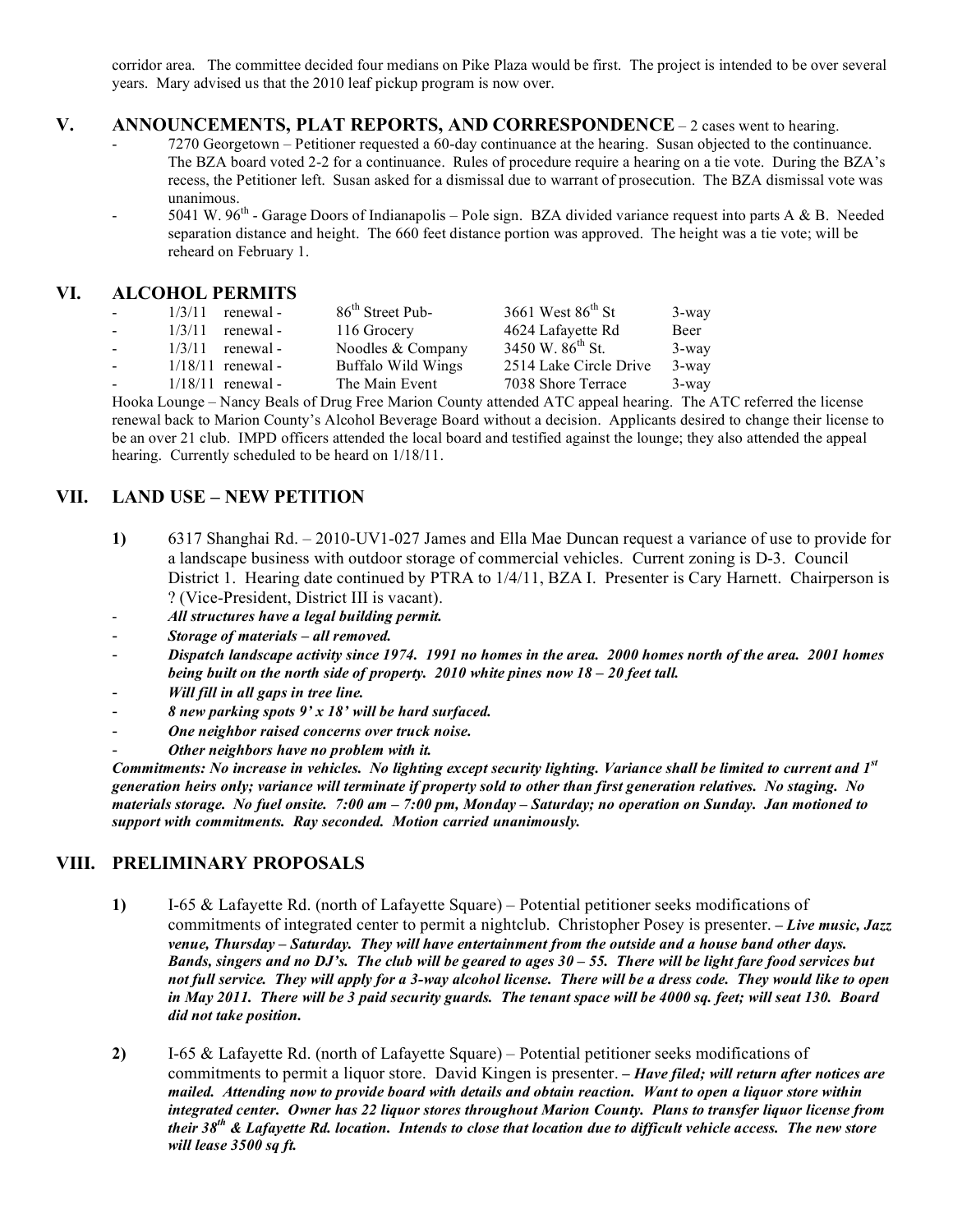corridor area. The committee decided four medians on Pike Plaza would be first. The project is intended to be over several years. Mary advised us that the 2010 leaf pickup program is now over.

## V. ANNOUNCEMENTS, PLAT REPORTS, AND CORRESPONDENCE – 2 cases went to hearing.

- 7270 Georgetown – Petitioner requested a 60-day continuance at the hearing. Susan objected to the continuance. The BZA board voted 2-2 for a continuance. Rules of procedure require a hearing on a tie vote. During the BZA's recess, the Petitioner left. Susan asked for a dismissal due to warrant of prosecution. The BZA dismissal vote was unanimous.
- 5041 W. 96th - Garage Doors of Indianapolis – Pole sign. BZA divided variance request into parts A & B. Needed separation distance and height. The 660 feet distance portion was approved. The height was a tie vote; will be reheard on February 1.

## VI. ALCOHOL PERMITS

| | | | | | |
|---|---|---|---|---|---|
| - | 1/3/11 | renewal - | 86th Street Pub- | 3661 West 86th St | 3-way |
| - | 1/3/11 | renewal - | 116 Grocery | 4624 Lafayette Rd | Beer |
| - | 1/3/11 | renewal - | Noodles & Company | 3450 W. 86th St. | 3-way |
| - | 1/18/11 | renewal - | Buffalo Wild Wings | 2514 Lake Circle Drive | 3-way |
| - | 1/18/11 | renewal - | The Main Event | 7038 Shore Terrace | 3-way |

Hooka Lounge – Nancy Beals of Drug Free Marion County attended ATC appeal hearing. The ATC referred the license renewal back to Marion County's Alcohol Beverage Board without a decision. Applicants desired to change their license to be an over 21 club. IMPD officers attended the local board and testified against the lounge; they also attended the appeal hearing. Currently scheduled to be heard on 1/18/11.

## VII. LAND USE – NEW PETITION

**1)** 6317 Shanghai Rd. – 2010-UV1-027 James and Ella Mae Duncan request a variance of use to provide for a landscape business with outdoor storage of commercial vehicles. Current zoning is D-3. Council District 1. Hearing date continued by PTRA to 1/4/11, BZA I. Presenter is Cary Harnett. Chairperson is ? (Vice-President, District III is vacant).

- ***All structures have a legal building permit.***
- ***Storage of materials – all removed.***
- ***Dispatch landscape activity since 1974. 1991 no homes in the area. 2000 homes north of the area. 2001 homes being built on the north side of property. 2010 white pines now 18 – 20 feet tall.***
- ***Will fill in all gaps in tree line.***
- ***8 new parking spots 9' x 18' will be hard surfaced.***
- ***One neighbor raised concerns over truck noise.***
- ***Other neighbors have no problem with it.***

***Commitments: No increase in vehicles. No lighting except security lighting. Variance shall be limited to current and 1st generation heirs only; variance will terminate if property sold to other than first generation relatives. No staging. No materials storage. No fuel onsite. 7:00 am – 7:00 pm, Monday – Saturday; no operation on Sunday. Jan motioned to support with commitments. Ray seconded. Motion carried unanimously.***

## VIII. PRELIMINARY PROPOSALS

**1)** I-65 & Lafayette Rd. (north of Lafayette Square) – Potential petitioner seeks modifications of commitments of integrated center to permit a nightclub. Christopher Posey is presenter. ***– Live music, Jazz venue, Thursday – Saturday. They will have entertainment from the outside and a house band other days. Bands, singers and no DJ's. The club will be geared to ages 30 – 55. There will be light fare food services but not full service. They will apply for a 3-way alcohol license. There will be a dress code. They would like to open in May 2011. There will be 3 paid security guards. The tenant space will be 4000 sq. feet; will seat 130. Board did not take position.***

**2)** I-65 & Lafayette Rd. (north of Lafayette Square) – Potential petitioner seeks modifications of commitments to permit a liquor store. David Kingen is presenter. ***– Have filed; will return after notices are mailed. Attending now to provide board with details and obtain reaction. Want to open a liquor store within integrated center. Owner has 22 liquor stores throughout Marion County. Plans to transfer liquor license from their 38th & Lafayette Rd. location. Intends to close that location due to difficult vehicle access. The new store will lease 3500 sq ft.***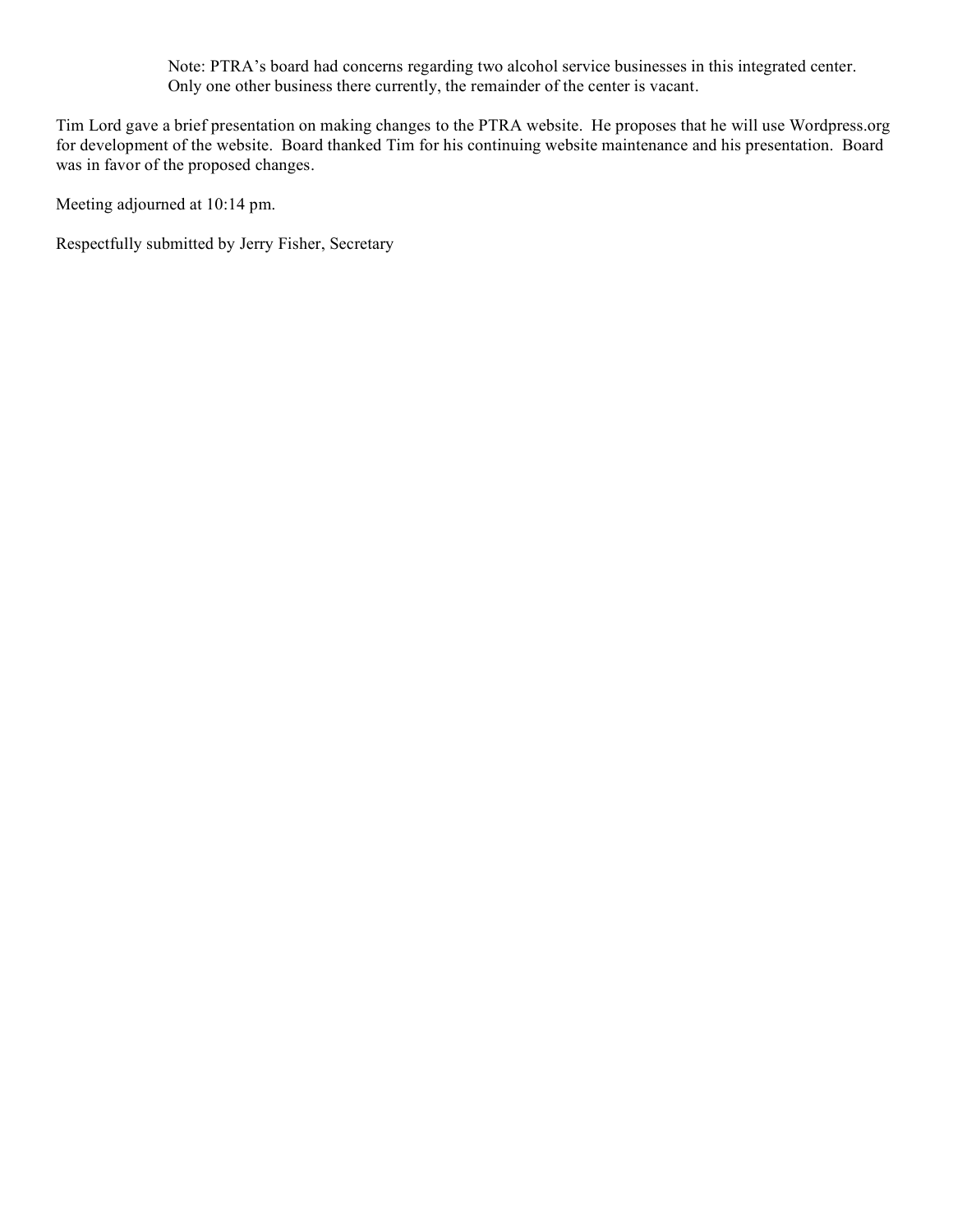Note: PTRA's board had concerns regarding two alcohol service businesses in this integrated center. Only one other business there currently, the remainder of the center is vacant.

Tim Lord gave a brief presentation on making changes to the PTRA website. He proposes that he will use Wordpress.org for development of the website. Board thanked Tim for his continuing website maintenance and his presentation. Board was in favor of the proposed changes.

Meeting adjourned at 10:14 pm.

Respectfully submitted by Jerry Fisher, Secretary